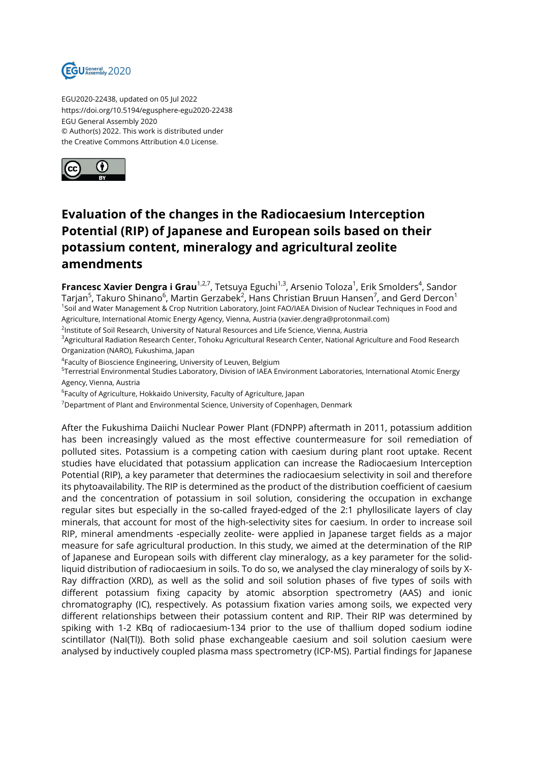EGU2020-22438, updated on 05 Jul 2022
https://doi.org/10.5194/egusphere-egu2020-22438
EGU General Assembly 2020
© Author(s) 2022. This work is distributed under
the Creative Commons Attribution 4.0 License.

# Evaluation of the changes in the Radiocaesium Interception Potential (RIP) of Japanese and European soils based on their potassium content, mineralogy and agricultural zeolite amendments

**Francesc Xavier Dengra i Grau**[1,2,7], Tetsuya Eguchi[1,3], Arsenio Toloza[1], Erik Smolders[4], Sandor Tarjan[5], Takuro Shinano[6], Martin Gerzabek[2], Hans Christian Bruun Hansen[7], and Gerd Dercon[1]

[1]Soil and Water Management & Crop Nutrition Laboratory, Joint FAO/IAEA Division of Nuclear Techniques in Food and Agriculture, International Atomic Energy Agency, Vienna, Austria (xavier.dengra@protonmail.com)

[2]Institute of Soil Research, University of Natural Resources and Life Science, Vienna, Austria

[3]Agricultural Radiation Research Center, Tohoku Agricultural Research Center, National Agriculture and Food Research Organization (NARO), Fukushima, Japan

[4]Faculty of Bioscience Engineering, University of Leuven, Belgium

[5]Terrestrial Environmental Studies Laboratory, Division of IAEA Environment Laboratories, International Atomic Energy Agency, Vienna, Austria

[6]Faculty of Agriculture, Hokkaido University, Faculty of Agriculture, Japan

[7]Department of Plant and Environmental Science, University of Copenhagen, Denmark

After the Fukushima Daiichi Nuclear Power Plant (FDNPP) aftermath in 2011, potassium addition has been increasingly valued as the most effective countermeasure for soil remediation of polluted sites. Potassium is a competing cation with caesium during plant root uptake. Recent studies have elucidated that potassium application can increase the Radiocaesium Interception Potential (RIP), a key parameter that determines the radiocaesium selectivity in soil and therefore its phytoavailability. The RIP is determined as the product of the distribution coefficient of caesium and the concentration of potassium in soil solution, considering the occupation in exchange regular sites but especially in the so-called frayed-edged of the 2:1 phyllosilicate layers of clay minerals, that account for most of the high-selectivity sites for caesium. In order to increase soil RIP, mineral amendments -especially zeolite- were applied in Japanese target fields as a major measure for safe agricultural production. In this study, we aimed at the determination of the RIP of Japanese and European soils with different clay mineralogy, as a key parameter for the solid-liquid distribution of radiocaesium in soils. To do so, we analysed the clay mineralogy of soils by X-Ray diffraction (XRD), as well as the solid and soil solution phases of five types of soils with different potassium fixing capacity by atomic absorption spectrometry (AAS) and ionic chromatography (IC), respectively. As potassium fixation varies among soils, we expected very different relationships between their potassium content and RIP. Their RIP was determined by spiking with 1-2 KBq of radiocaesium-134 prior to the use of thallium doped sodium iodine scintillator (NaI(Tl)). Both solid phase exchangeable caesium and soil solution caesium were analysed by inductively coupled plasma mass spectrometry (ICP-MS). Partial findings for Japanese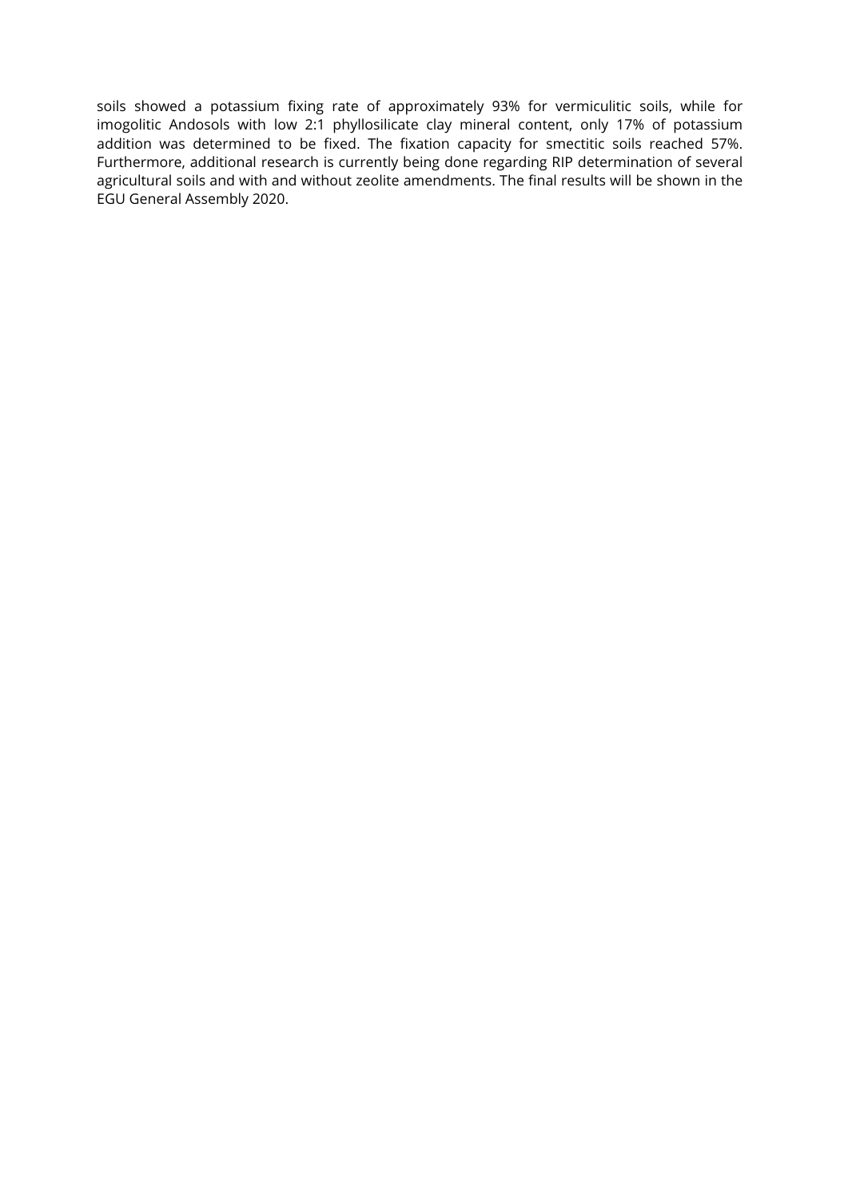soils showed a potassium fixing rate of approximately 93% for vermiculitic soils, while for imogolitic Andosols with low 2:1 phyllosilicate clay mineral content, only 17% of potassium addition was determined to be fixed. The fixation capacity for smectitic soils reached 57%. Furthermore, additional research is currently being done regarding RIP determination of several agricultural soils and with and without zeolite amendments. The final results will be shown in the EGU General Assembly 2020.